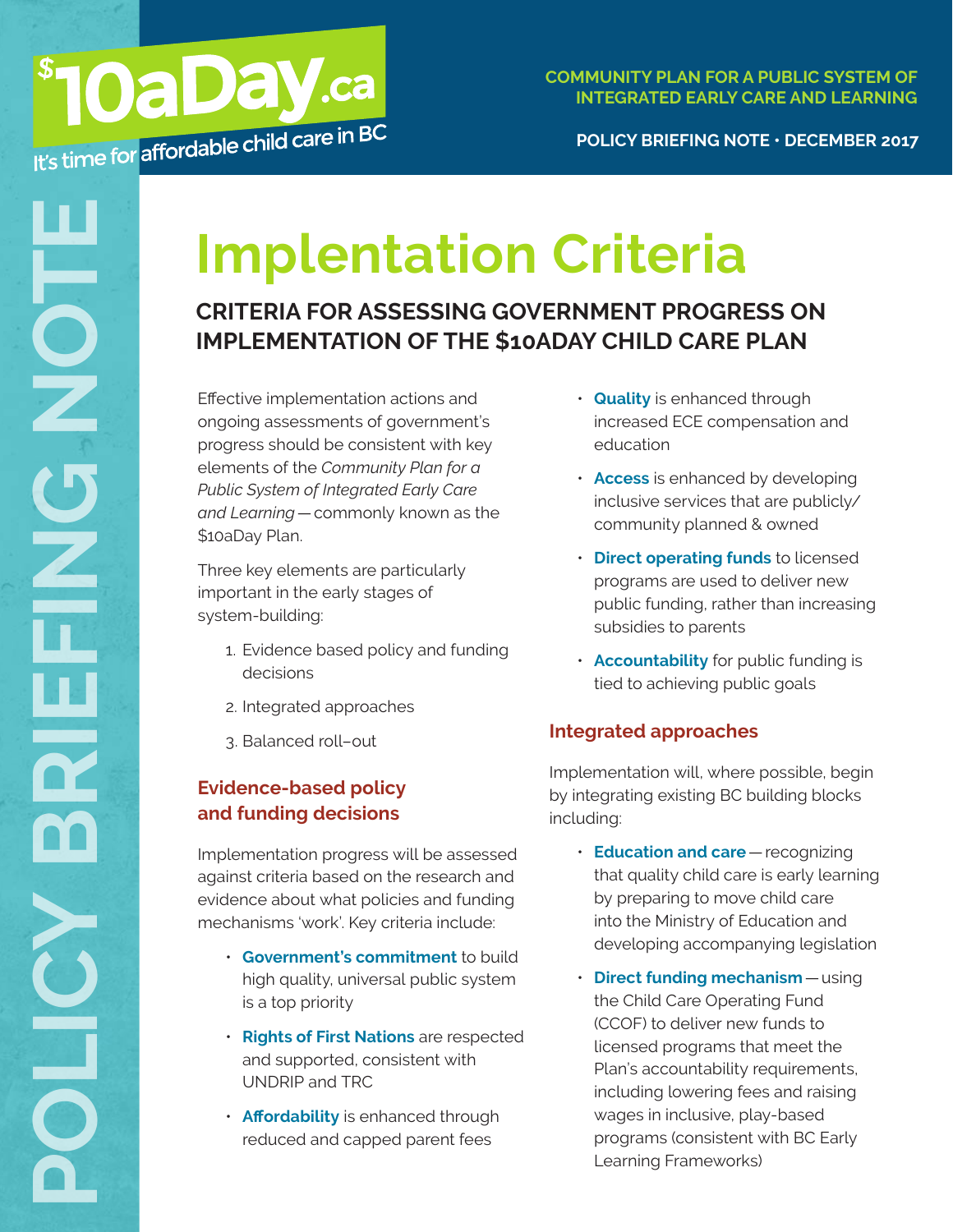$10aDay.ca
It's time for affordable child care in BC

COMMUNITY PLAN FOR A PUBLIC SYSTEM OF INTEGRATED EARLY CARE AND LEARNING

POLICY BRIEFING NOTE • DECEMBER 2017

POLICY BRIEFING NOTE

# Implentation Criteria

## CRITERIA FOR ASSESSING GOVERNMENT PROGRESS ON IMPLEMENTATION OF THE $10ADAY CHILD CARE PLAN

Effective implementation actions and ongoing assessments of government's progress should be consistent with key elements of the *Community Plan for a Public System of Integrated Early Care and Learning* — commonly known as the $10aDay Plan.

Three key elements are particularly important in the early stages of system-building:

1. Evidence based policy and funding decisions
2. Integrated approaches
3. Balanced roll–out

### Evidence-based policy and funding decisions

Implementation progress will be assessed against criteria based on the research and evidence about what policies and funding mechanisms 'work'. Key criteria include:

- **Government's commitment** to build high quality, universal public system is a top priority
- **Rights of First Nations** are respected and supported, consistent with UNDRIP and TRC
- **Affordability** is enhanced through reduced and capped parent fees
- **Quality** is enhanced through increased ECE compensation and education
- **Access** is enhanced by developing inclusive services that are publicly/ community planned & owned
- **Direct operating funds** to licensed programs are used to deliver new public funding, rather than increasing subsidies to parents
- **Accountability** for public funding is tied to achieving public goals

### Integrated approaches

Implementation will, where possible, begin by integrating existing BC building blocks including:

- **Education and care** — recognizing that quality child care is early learning by preparing to move child care into the Ministry of Education and developing accompanying legislation
- **Direct funding mechanism** — using the Child Care Operating Fund (CCOF) to deliver new funds to licensed programs that meet the Plan's accountability requirements, including lowering fees and raising wages in inclusive, play-based programs (consistent with BC Early Learning Frameworks)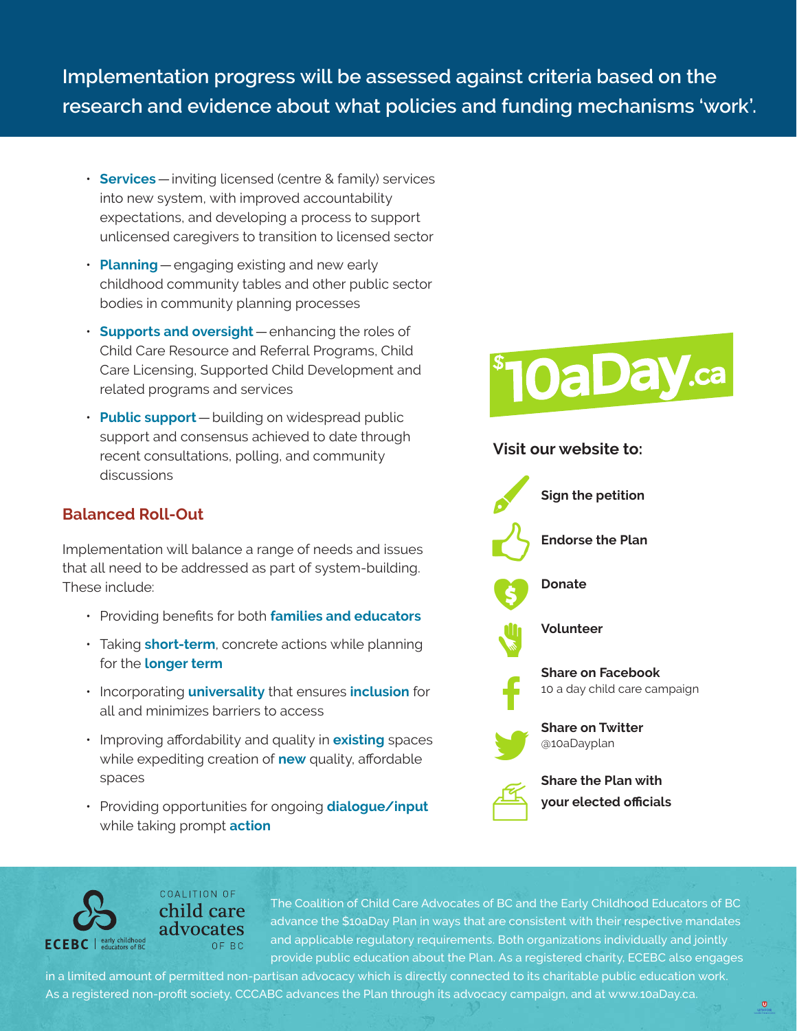**Implementation progress will be assessed against criteria based on the research and evidence about what policies and funding mechanisms 'work'.**

- **Services** — inviting licensed (centre & family) services into new system, with improved accountability expectations, and developing a process to support unlicensed caregivers to transition to licensed sector
- **Planning** — engaging existing and new early childhood community tables and other public sector bodies in community planning processes
- **Supports and oversight** — enhancing the roles of Child Care Resource and Referral Programs, Child Care Licensing, Supported Child Development and related programs and services
- **Public support** — building on widespread public support and consensus achieved to date through recent consultations, polling, and community discussions

## Balanced Roll-Out

Implementation will balance a range of needs and issues that all need to be addressed as part of system-building. These include:

- Providing benefits for both **families and educators**
- Taking **short-term**, concrete actions while planning for the **longer term**
- Incorporating **universality** that ensures **inclusion** for all and minimizes barriers to access
- Improving affordability and quality in **existing** spaces while expediting creation of **new** quality, affordable spaces
- Providing opportunities for ongoing **dialogue/input** while taking prompt **action**

$10aDay.ca

### Visit our website to:

- **Sign the petition**
- **Endorse the Plan**
- **Donate**
- **Volunteer**
- **Share on Facebook** 10 a day child care campaign
- **Share on Twitter** @10aDayplan
- **Share the Plan with your elected officials**

ECEBC | early childhood educators of BC

COALITION OF child care advocates OF BC

The Coalition of Child Care Advocates of BC and the Early Childhood Educators of BC advance the $10aDay Plan in ways that are consistent with their respective mandates and applicable regulatory requirements. Both organizations individually and jointly provide public education about the Plan. As a registered charity, ECEBC also engages in a limited amount of permitted non-partisan advocacy which is directly connected to its charitable public education work. As a registered non-profit society, CCCABC advances the Plan through its advocacy campaign, and at www.10aDay.ca.